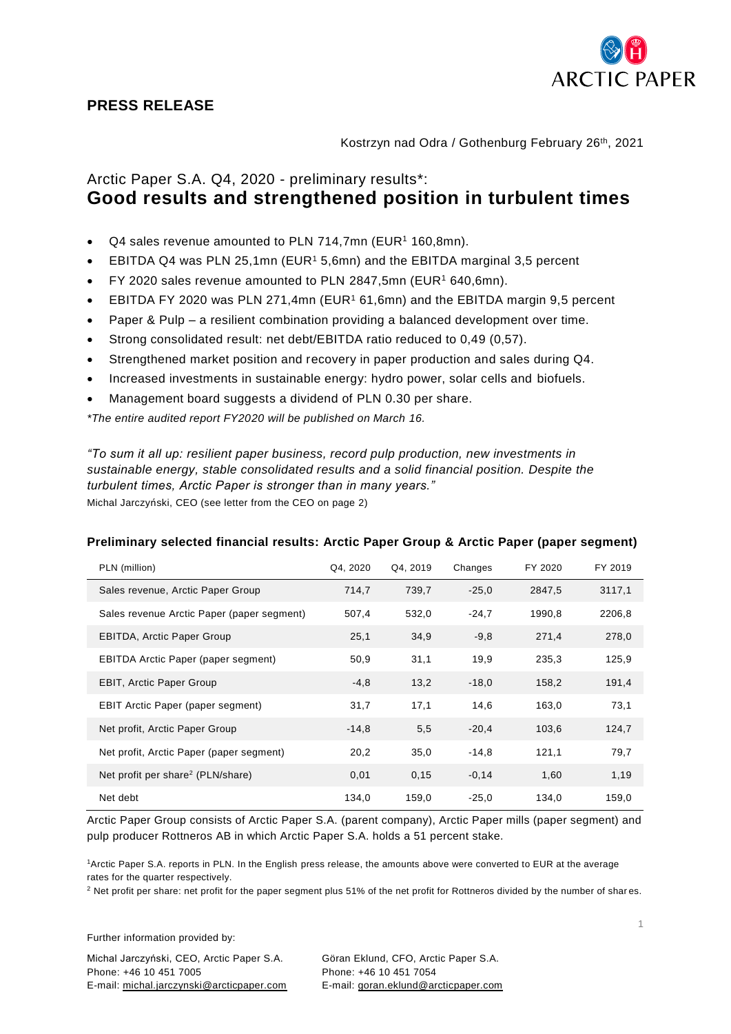# PRESS RELEASE

Kostrzyn nad Odra / Gothenburg February 26th, 2021

## Arctic Paper S.A. Q4, 2020 - preliminary results*: **Good results and strengthened position in turbulent times**

- Q4 sales revenue amounted to PLN 714,7mn (EUR[1] 160,8mn).
- EBITDA Q4 was PLN 25,1mn (EUR[1] 5,6mn) and the EBITDA marginal 3,5 percent
- FY 2020 sales revenue amounted to PLN 2847,5mn (EUR[1] 640,6mn).
- EBITDA FY 2020 was PLN 271,4mn (EUR[1] 61,6mn) and the EBITDA margin 9,5 percent
- Paper & Pulp – a resilient combination providing a balanced development over time.
- Strong consolidated result: net debt/EBITDA ratio reduced to 0,49 (0,57).
- Strengthened market position and recovery in paper production and sales during Q4.
- Increased investments in sustainable energy: hydro power, solar cells and biofuels.
- Management board suggests a dividend of PLN 0.30 per share.

*\*The entire audited report FY2020 will be published on March 16.*

*"To sum it all up: resilient paper business, record pulp production, new investments in sustainable energy, stable consolidated results and a solid financial position. Despite the turbulent times, Arctic Paper is stronger than in many years."*
Michal Jarczyński, CEO (see letter from the CEO on page 2)

### Preliminary selected financial results: Arctic Paper Group & Arctic Paper (paper segment)

| PLN (million) | Q4, 2020 | Q4, 2019 | Changes | FY 2020 | FY 2019 |
|---|---|---|---|---|---|
| Sales revenue, Arctic Paper Group | 714,7 | 739,7 | -25,0 | 2847,5 | 3117,1 |
| Sales revenue Arctic Paper (paper segment) | 507,4 | 532,0 | -24,7 | 1990,8 | 2206,8 |
| EBITDA, Arctic Paper Group | 25,1 | 34,9 | -9,8 | 271,4 | 278,0 |
| EBITDA Arctic Paper (paper segment) | 50,9 | 31,1 | 19,9 | 235,3 | 125,9 |
| EBIT, Arctic Paper Group | -4,8 | 13,2 | -18,0 | 158,2 | 191,4 |
| EBIT Arctic Paper (paper segment) | 31,7 | 17,1 | 14,6 | 163,0 | 73,1 |
| Net profit, Arctic Paper Group | -14,8 | 5,5 | -20,4 | 103,6 | 124,7 |
| Net profit, Arctic Paper (paper segment) | 20,2 | 35,0 | -14,8 | 121,1 | 79,7 |
| Net profit per share[2] (PLN/share) | 0,01 | 0,15 | -0,14 | 1,60 | 1,19 |
| Net debt | 134,0 | 159,0 | -25,0 | 134,0 | 159,0 |

Arctic Paper Group consists of Arctic Paper S.A. (parent company), Arctic Paper mills (paper segment) and pulp producer Rottneros AB in which Arctic Paper S.A. holds a 51 percent stake.

[1]Arctic Paper S.A. reports in PLN. In the English press release, the amounts above were converted to EUR at the average rates for the quarter respectively.

[2] Net profit per share: net profit for the paper segment plus 51% of the net profit for Rottneros divided by the number of shares.

Further information provided by:

Michal Jarczyński, CEO, Arctic Paper S.A.
Phone: +46 10 451 7005
E-mail: michal.jarczynski@arcticpaper.com

Göran Eklund, CFO, Arctic Paper S.A.
Phone: +46 10 451 7054
E-mail: goran.eklund@arcticpaper.com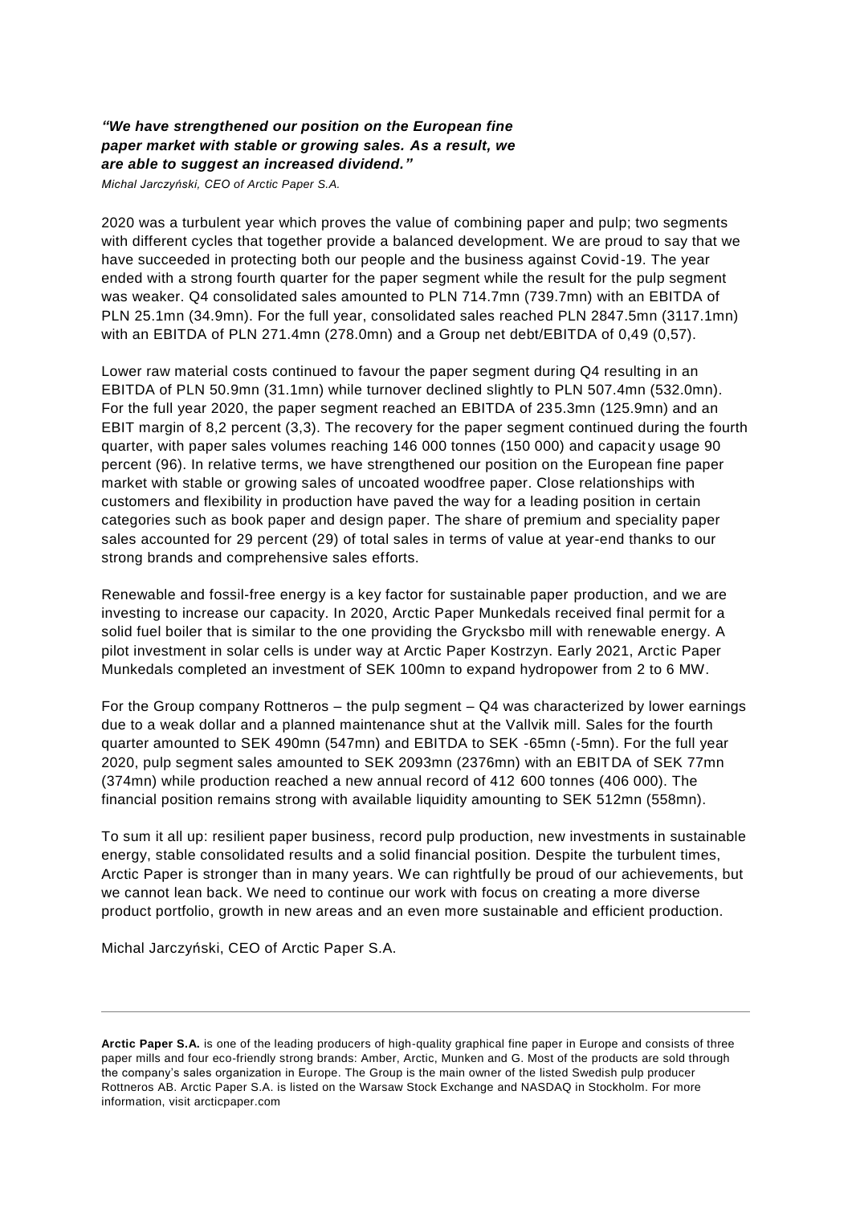***"We have strengthened our position on the European fine paper market with stable or growing sales. As a result, we are able to suggest an increased dividend."***

*Michal Jarczyński, CEO of Arctic Paper S.A.*

2020 was a turbulent year which proves the value of combining paper and pulp; two segments with different cycles that together provide a balanced development. We are proud to say that we have succeeded in protecting both our people and the business against Covid-19. The year ended with a strong fourth quarter for the paper segment while the result for the pulp segment was weaker. Q4 consolidated sales amounted to PLN 714.7mn (739.7mn) with an EBITDA of PLN 25.1mn (34.9mn). For the full year, consolidated sales reached PLN 2847.5mn (3117.1mn) with an EBITDA of PLN 271.4mn (278.0mn) and a Group net debt/EBITDA of 0,49 (0,57).

Lower raw material costs continued to favour the paper segment during Q4 resulting in an EBITDA of PLN 50.9mn (31.1mn) while turnover declined slightly to PLN 507.4mn (532.0mn). For the full year 2020, the paper segment reached an EBITDA of 235.3mn (125.9mn) and an EBIT margin of 8,2 percent (3,3). The recovery for the paper segment continued during the fourth quarter, with paper sales volumes reaching 146 000 tonnes (150 000) and capacity usage 90 percent (96). In relative terms, we have strengthened our position on the European fine paper market with stable or growing sales of uncoated woodfree paper. Close relationships with customers and flexibility in production have paved the way for a leading position in certain categories such as book paper and design paper. The share of premium and speciality paper sales accounted for 29 percent (29) of total sales in terms of value at year-end thanks to our strong brands and comprehensive sales efforts.

Renewable and fossil-free energy is a key factor for sustainable paper production, and we are investing to increase our capacity. In 2020, Arctic Paper Munkedals received final permit for a solid fuel boiler that is similar to the one providing the Grycksbo mill with renewable energy. A pilot investment in solar cells is under way at Arctic Paper Kostrzyn. Early 2021, Arctic Paper Munkedals completed an investment of SEK 100mn to expand hydropower from 2 to 6 MW.

For the Group company Rottneros – the pulp segment – Q4 was characterized by lower earnings due to a weak dollar and a planned maintenance shut at the Vallvik mill. Sales for the fourth quarter amounted to SEK 490mn (547mn) and EBITDA to SEK -65mn (-5mn). For the full year 2020, pulp segment sales amounted to SEK 2093mn (2376mn) with an EBITDA of SEK 77mn (374mn) while production reached a new annual record of 412 600 tonnes (406 000). The financial position remains strong with available liquidity amounting to SEK 512mn (558mn).

To sum it all up: resilient paper business, record pulp production, new investments in sustainable energy, stable consolidated results and a solid financial position. Despite the turbulent times, Arctic Paper is stronger than in many years. We can rightfully be proud of our achievements, but we cannot lean back. We need to continue our work with focus on creating a more diverse product portfolio, growth in new areas and an even more sustainable and efficient production.

Michal Jarczyński, CEO of Arctic Paper S.A.

---

**Arctic Paper S.A.** is one of the leading producers of high-quality graphical fine paper in Europe and consists of three paper mills and four eco-friendly strong brands: Amber, Arctic, Munken and G. Most of the products are sold through the company's sales organization in Europe. The Group is the main owner of the listed Swedish pulp producer Rottneros AB. Arctic Paper S.A. is listed on the Warsaw Stock Exchange and NASDAQ in Stockholm. For more information, visit arcticpaper.com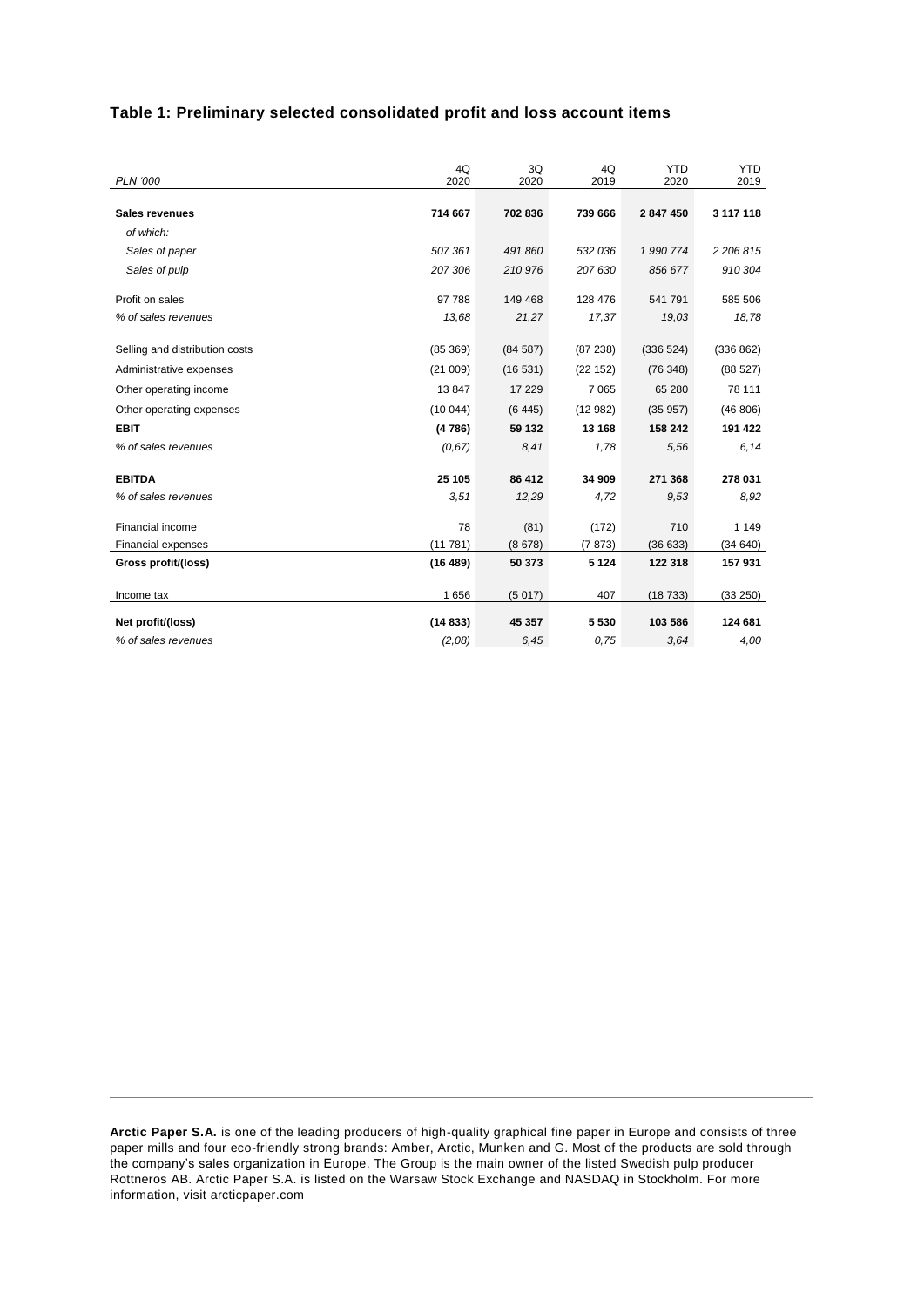## Table 1: Preliminary selected consolidated profit and loss account items

| *PLN '000* | 4Q 2020 | 3Q 2020 | 4Q 2019 | YTD 2020 | YTD 2019 |
|---|---|---|---|---|---|
| **Sales revenues** | **714 667** | **702 836** | **739 666** | **2 847 450** | **3 117 118** |
| *of which:* | | | | | |
| *Sales of paper* | *507 361* | *491 860* | *532 036* | *1 990 774* | *2 206 815* |
| *Sales of pulp* | *207 306* | *210 976* | *207 630* | *856 677* | *910 304* |
| Profit on sales | 97 788 | 149 468 | 128 476 | 541 791 | 585 506 |
| *% of sales revenues* | *13,68* | *21,27* | *17,37* | *19,03* | *18,78* |
| Selling and distribution costs | (85 369) | (84 587) | (87 238) | (336 524) | (336 862) |
| Administrative expenses | (21 009) | (16 531) | (22 152) | (76 348) | (88 527) |
| Other operating income | 13 847 | 17 229 | 7 065 | 65 280 | 78 111 |
| Other operating expenses | (10 044) | (6 445) | (12 982) | (35 957) | (46 806) |
| **EBIT** | **(4 786)** | **59 132** | **13 168** | **158 242** | **191 422** |
| *% of sales revenues* | *(0,67)* | *8,41* | *1,78* | *5,56* | *6,14* |
| **EBITDA** | **25 105** | **86 412** | **34 909** | **271 368** | **278 031** |
| *% of sales revenues* | *3,51* | *12,29* | *4,72* | *9,53* | *8,92* |
| Financial income | 78 | (81) | (172) | 710 | 1 149 |
| Financial expenses | (11 781) | (8 678) | (7 873) | (36 633) | (34 640) |
| **Gross profit/(loss)** | **(16 489)** | **50 373** | **5 124** | **122 318** | **157 931** |
| Income tax | 1 656 | (5 017) | 407 | (18 733) | (33 250) |
| **Net profit/(loss)** | **(14 833)** | **45 357** | **5 530** | **103 586** | **124 681** |
| *% of sales revenues* | *(2,08)* | *6,45* | *0,75* | *3,64* | *4,00* |

---

**Arctic Paper S.A.** is one of the leading producers of high-quality graphical fine paper in Europe and consists of three paper mills and four eco-friendly strong brands: Amber, Arctic, Munken and G. Most of the products are sold through the company's sales organization in Europe. The Group is the main owner of the listed Swedish pulp producer Rottneros AB. Arctic Paper S.A. is listed on the Warsaw Stock Exchange and NASDAQ in Stockholm. For more information, visit arcticpaper.com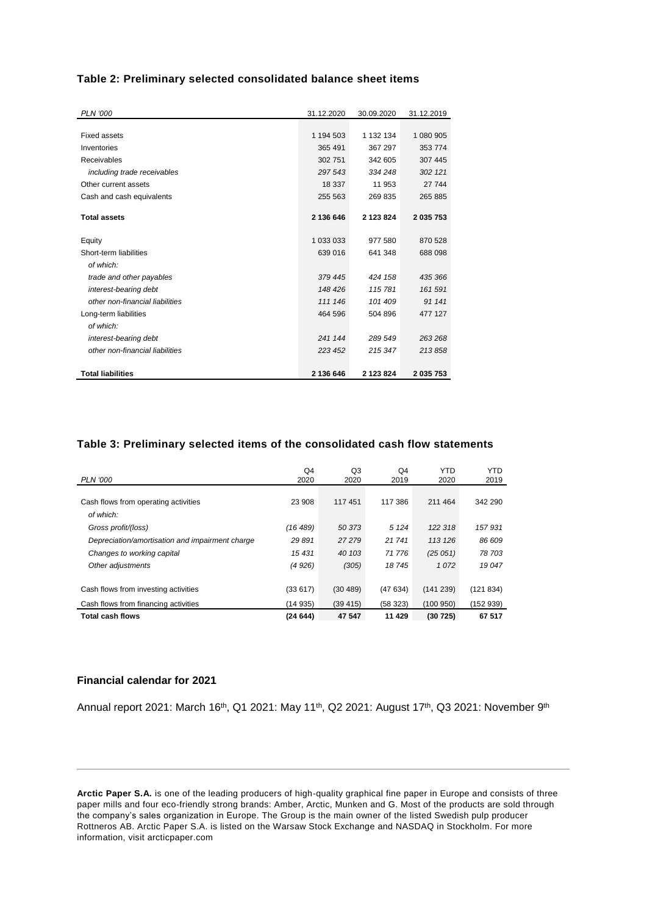### Table 2: Preliminary selected consolidated balance sheet items

| *PLN '000* | 31.12.2020 | 30.09.2020 | 31.12.2019 |
|---|---|---|---|
| Fixed assets | 1 194 503 | 1 132 134 | 1 080 905 |
| Inventories | 365 491 | 367 297 | 353 774 |
| Receivables | 302 751 | 342 605 | 307 445 |
| *including trade receivables* | *297 543* | *334 248* | *302 121* |
| Other current assets | 18 337 | 11 953 | 27 744 |
| Cash and cash equivalents | 255 563 | 269 835 | 265 885 |
| **Total assets** | **2 136 646** | **2 123 824** | **2 035 753** |
| Equity | 1 033 033 | 977 580 | 870 528 |
| Short-term liabilities | 639 016 | 641 348 | 688 098 |
| *of which:* | | | |
| *trade and other payables* | *379 445* | *424 158* | *435 366* |
| *interest-bearing debt* | *148 426* | *115 781* | *161 591* |
| *other non-financial liabilities* | *111 146* | *101 409* | *91 141* |
| Long-term liabilities | 464 596 | 504 896 | 477 127 |
| *of which:* | | | |
| *interest-bearing debt* | *241 144* | *289 549* | *263 268* |
| *other non-financial liabilities* | *223 452* | *215 347* | *213 858* |
| **Total liabilities** | **2 136 646** | **2 123 824** | **2 035 753** |

### Table 3: Preliminary selected items of the consolidated cash flow statements

| *PLN '000* | Q4 2020 | Q3 2020 | Q4 2019 | YTD 2020 | YTD 2019 |
|---|---|---|---|---|---|
| Cash flows from operating activities | 23 908 | 117 451 | 117 386 | 211 464 | 342 290 |
| *of which:* | | | | | |
| *Gross profit/(loss)* | *(16 489)* | *50 373* | *5 124* | *122 318* | *157 931* |
| *Depreciation/amortisation and impairment charge* | *29 891* | *27 279* | *21 741* | *113 126* | *86 609* |
| *Changes to working capital* | *15 431* | *40 103* | *71 776* | *(25 051)* | *78 703* |
| *Other adjustments* | *(4 926)* | *(305)* | *18 745* | *1 072* | *19 047* |
| Cash flows from investing activities | (33 617) | (30 489) | (47 634) | (141 239) | (121 834) |
| Cash flows from financing activities | (14 935) | (39 415) | (58 323) | (100 950) | (152 939) |
| **Total cash flows** | **(24 644)** | **47 547** | **11 429** | **(30 725)** | **67 517** |

### Financial calendar for 2021

Annual report 2021: March 16th, Q1 2021: May 11th, Q2 2021: August 17th, Q3 2021: November 9th

**Arctic Paper S.A.** is one of the leading producers of high-quality graphical fine paper in Europe and consists of three paper mills and four eco-friendly strong brands: Amber, Arctic, Munken and G. Most of the products are sold through the company's sales organization in Europe. The Group is the main owner of the listed Swedish pulp producer Rottneros AB. Arctic Paper S.A. is listed on the Warsaw Stock Exchange and NASDAQ in Stockholm. For more information, visit arcticpaper.com